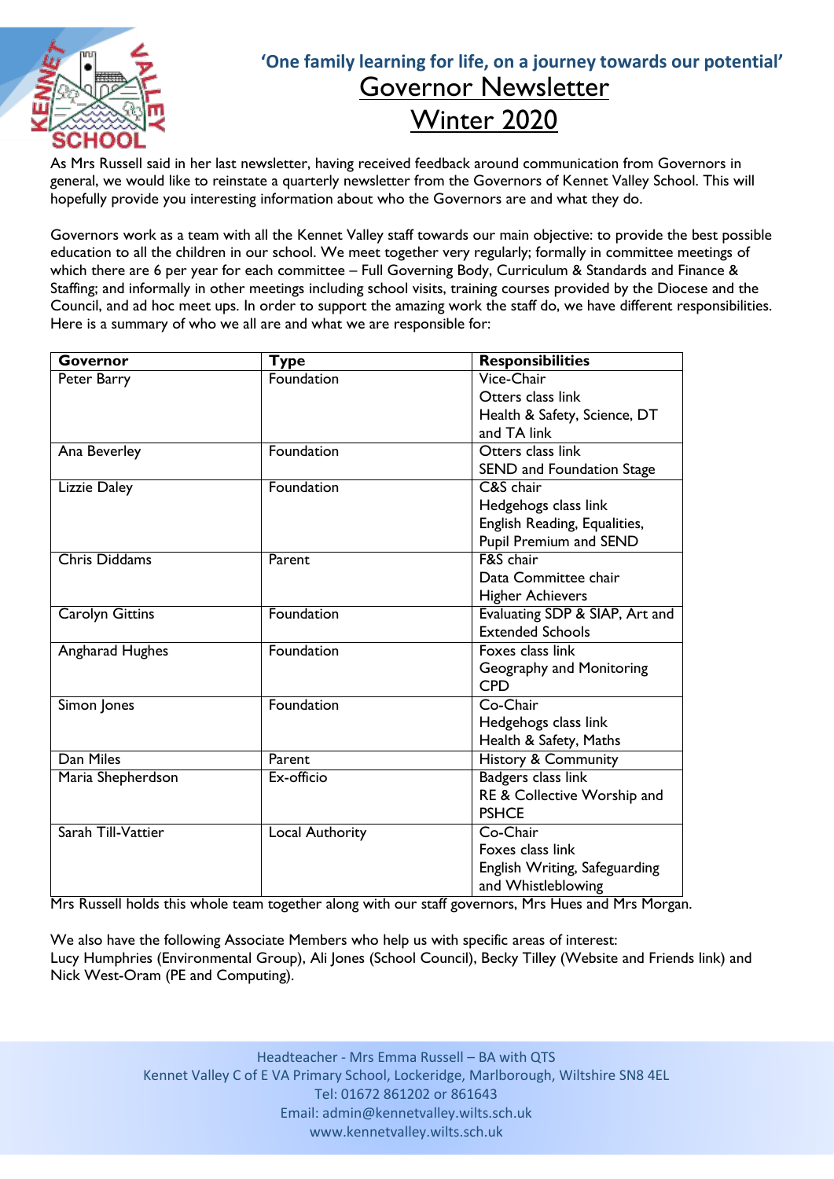**'One family learning for life, on a journey towards our potential'**

# Governor Newsletter

# Winter 2020

As Mrs Russell said in her last newsletter, having received feedback around communication from Governors in general, we would like to reinstate a quarterly newsletter from the Governors of Kennet Valley School. This will hopefully provide you interesting information about who the Governors are and what they do.

Governors work as a team with all the Kennet Valley staff towards our main objective: to provide the best possible education to all the children in our school. We meet together very regularly; formally in committee meetings of which there are 6 per year for each committee – Full Governing Body, Curriculum & Standards and Finance & Staffing; and informally in other meetings including school visits, training courses provided by the Diocese and the Council, and ad hoc meet ups. In order to support the amazing work the staff do, we have different responsibilities. Here is a summary of who we all are and what we are responsible for:

| Governor | Type | Responsibilities |
|---|---|---|
| Peter Barry | Foundation | Vice-Chair<br>Otters class link<br>Health & Safety, Science, DT and TA link |
| Ana Beverley | Foundation | Otters class link<br>SEND and Foundation Stage |
| Lizzie Daley | Foundation | C&S chair<br>Hedgehogs class link<br>English Reading, Equalities, Pupil Premium and SEND |
| Chris Diddams | Parent | F&S chair<br>Data Committee chair<br>Higher Achievers |
| Carolyn Gittins | Foundation | Evaluating SDP & SIAP, Art and Extended Schools |
| Angharad Hughes | Foundation | Foxes class link<br>Geography and Monitoring CPD |
| Simon Jones | Foundation | Co-Chair<br>Hedgehogs class link<br>Health & Safety, Maths |
| Dan Miles | Parent | History & Community |
| Maria Shepherdson | Ex-officio | Badgers class link<br>RE & Collective Worship and PSHCE |
| Sarah Till-Vattier | Local Authority | Co-Chair<br>Foxes class link<br>English Writing, Safeguarding and Whistleblowing |

Mrs Russell holds this whole team together along with our staff governors, Mrs Hues and Mrs Morgan.

We also have the following Associate Members who help us with specific areas of interest:
Lucy Humphries (Environmental Group), Ali Jones (School Council), Becky Tilley (Website and Friends link) and Nick West-Oram (PE and Computing).

Headteacher - Mrs Emma Russell – BA with QTS
Kennet Valley C of E VA Primary School, Lockeridge, Marlborough, Wiltshire SN8 4EL
Tel: 01672 861202 or 861643
Email: admin@kennetvalley.wilts.sch.uk
www.kennetvalley.wilts.sch.uk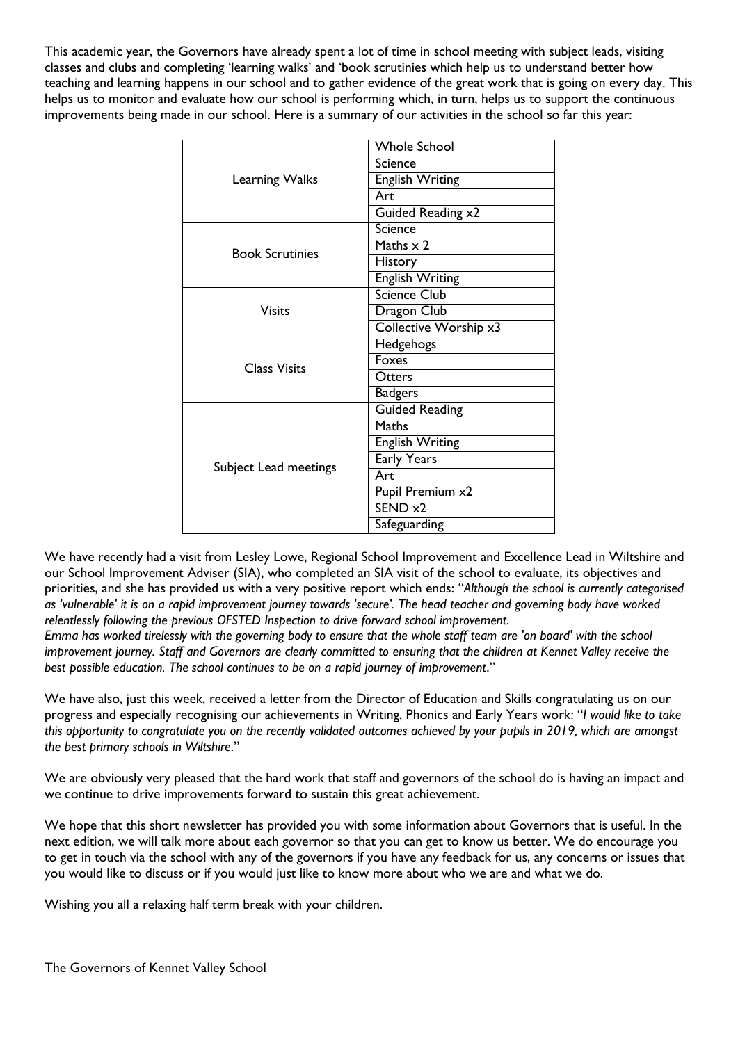This academic year, the Governors have already spent a lot of time in school meeting with subject leads, visiting classes and clubs and completing 'learning walks' and 'book scrutinies which help us to understand better how teaching and learning happens in our school and to gather evidence of the great work that is going on every day. This helps us to monitor and evaluate how our school is performing which, in turn, helps us to support the continuous improvements being made in our school. Here is a summary of our activities in the school so far this year:

| | |
|---|---|
| Learning Walks | Whole School |
| | Science |
| | English Writing |
| | Art |
| | Guided Reading x2 |
| Book Scrutinies | Science |
| | Maths x 2 |
| | History |
| | English Writing |
| Visits | Science Club |
| | Dragon Club |
| | Collective Worship x3 |
| Class Visits | Hedgehogs |
| | Foxes |
| | Otters |
| | Badgers |
| Subject Lead meetings | Guided Reading |
| | Maths |
| | English Writing |
| | Early Years |
| | Art |
| | Pupil Premium x2 |
| | SEND x2 |
| | Safeguarding |

We have recently had a visit from Lesley Lowe, Regional School Improvement and Excellence Lead in Wiltshire and our School Improvement Adviser (SIA), who completed an SIA visit of the school to evaluate, its objectives and priorities, and she has provided us with a very positive report which ends: "*Although the school is currently categorised as 'vulnerable' it is on a rapid improvement journey towards 'secure'. The head teacher and governing body have worked relentlessly following the previous OFSTED Inspection to drive forward school improvement.*
*Emma has worked tirelessly with the governing body to ensure that the whole staff team are 'on board' with the school improvement journey. Staff and Governors are clearly committed to ensuring that the children at Kennet Valley receive the best possible education. The school continues to be on a rapid journey of improvement*."

We have also, just this week, received a letter from the Director of Education and Skills congratulating us on our progress and especially recognising our achievements in Writing, Phonics and Early Years work: "*I would like to take this opportunity to congratulate you on the recently validated outcomes achieved by your pupils in 2019, which are amongst the best primary schools in Wiltshire*."

We are obviously very pleased that the hard work that staff and governors of the school do is having an impact and we continue to drive improvements forward to sustain this great achievement.

We hope that this short newsletter has provided you with some information about Governors that is useful. In the next edition, we will talk more about each governor so that you can get to know us better. We do encourage you to get in touch via the school with any of the governors if you have any feedback for us, any concerns or issues that you would like to discuss or if you would just like to know more about who we are and what we do.

Wishing you all a relaxing half term break with your children.

The Governors of Kennet Valley School